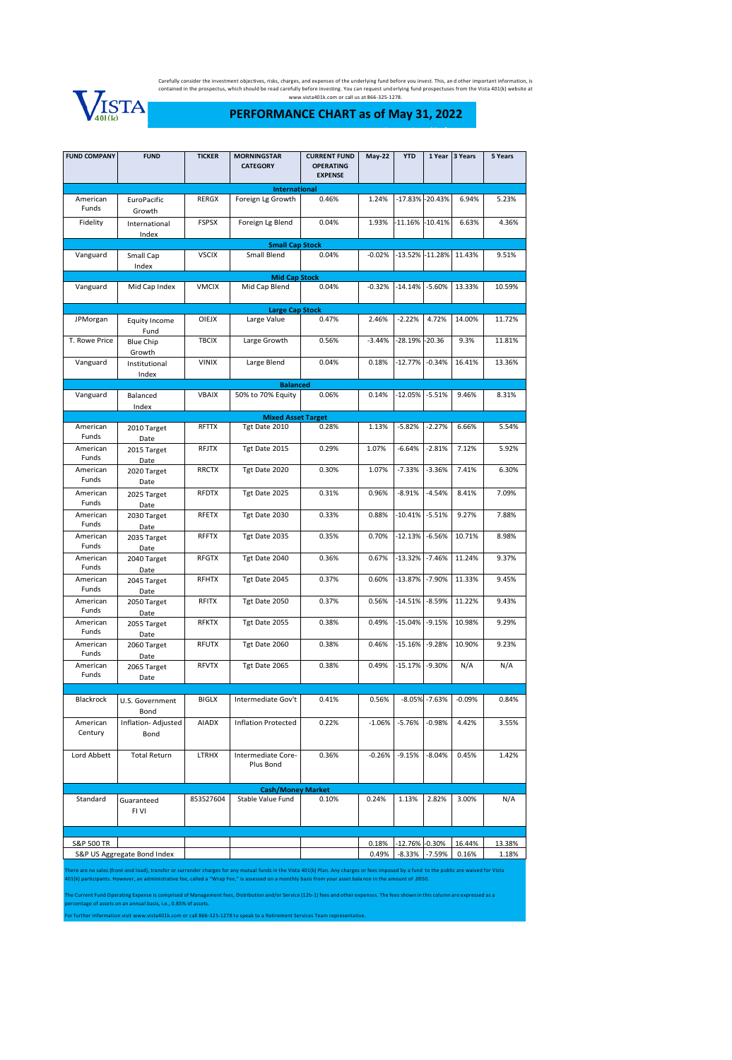Carefully consider the investment objectives, risks, charges, and expenses of the underlying fund before you invest. This, and other important information, is contained in the prospectus, which should be read carefully before investing. You can request underlying fund prospectuses from the Vista 401(k) website at www.vista401k.com or call us at 866-325-1278.

VISTA 401(k)

# PERFORMANCE CHART as of May 31, 2022

| FUND COMPANY | FUND | TICKER | MORNINGSTAR CATEGORY | CURRENT FUND OPERATING EXPENSE | May-22 | YTD | 1 Year | 3 Years | 5 Years |
|---|---|---|---|---|---|---|---|---|---|
| | | | **International** | | | | | | |
| American Funds | EuroPacific Growth | RERGX | Foreign Lg Growth | 0.46% | 1.24% | -17.83% | -20.43% | 6.94% | 5.23% |
| Fidelity | International Index | FSPSX | Foreign Lg Blend | 0.04% | 1.93% | -11.16% | -10.41% | 6.63% | 4.36% |
| | | | **Small Cap Stock** | | | | | | |
| Vanguard | Small Cap Index | VSCIX | Small Blend | 0.04% | -0.02% | -13.52% | -11.28% | 11.43% | 9.51% |
| | | | **Mid Cap Stock** | | | | | | |
| Vanguard | Mid Cap Index | VMCIX | Mid Cap Blend | 0.04% | -0.32% | -14.14% | -5.60% | 13.33% | 10.59% |
| | | | **Large Cap Stock** | | | | | | |
| JPMorgan | Equity Income Fund | OIEJX | Large Value | 0.47% | 2.46% | -2.22% | 4.72% | 14.00% | 11.72% |
| T. Rowe Price | Blue Chip Growth | TBCIX | Large Growth | 0.56% | -3.44% | -28.19% | -20.36 | 9.3% | 11.81% |
| Vanguard | Institutional Index | VINIX | Large Blend | 0.04% | 0.18% | -12.77% | -0.34% | 16.41% | 13.36% |
| | | | **Balanced** | | | | | | |
| Vanguard | Balanced Index | VBAIX | 50% to 70% Equity | 0.06% | 0.14% | -12.05% | -5.51% | 9.46% | 8.31% |
| | | | **Mixed Asset Target** | | | | | | |
| American Funds | 2010 Target Date | RFTTX | Tgt Date 2010 | 0.28% | 1.13% | -5.82% | -2.27% | 6.66% | 5.54% |
| American Funds | 2015 Target Date | RFJTX | Tgt Date 2015 | 0.29% | 1.07% | -6.64% | -2.81% | 7.12% | 5.92% |
| American Funds | 2020 Target Date | RRCTX | Tgt Date 2020 | 0.30% | 1.07% | -7.33% | -3.36% | 7.41% | 6.30% |
| American Funds | 2025 Target Date | RFDTX | Tgt Date 2025 | 0.31% | 0.96% | -8.91% | -4.54% | 8.41% | 7.09% |
| American Funds | 2030 Target Date | RFETX | Tgt Date 2030 | 0.33% | 0.88% | -10.41% | -5.51% | 9.27% | 7.88% |
| American Funds | 2035 Target Date | RFFTX | Tgt Date 2035 | 0.35% | 0.70% | -12.13% | -6.56% | 10.71% | 8.98% |
| American Funds | 2040 Target Date | RFGTX | Tgt Date 2040 | 0.36% | 0.67% | -13.32% | -7.46% | 11.24% | 9.37% |
| American Funds | 2045 Target Date | RFHTX | Tgt Date 2045 | 0.37% | 0.60% | -13.87% | -7.90% | 11.33% | 9.45% |
| American Funds | 2050 Target Date | RFITX | Tgt Date 2050 | 0.37% | 0.56% | -14.51% | -8.59% | 11.22% | 9.43% |
| American Funds | 2055 Target Date | RFKTX | Tgt Date 2055 | 0.38% | 0.49% | -15.04% | -9.15% | 10.98% | 9.29% |
| American Funds | 2060 Target Date | RFUTX | Tgt Date 2060 | 0.38% | 0.46% | -15.16% | -9.28% | 10.90% | 9.23% |
| American Funds | 2065 Target Date | RFVTX | Tgt Date 2065 | 0.38% | 0.49% | -15.17% | -9.30% | N/A | N/A |
| | | | | | | | | | |
| Blackrock | U.S. Government Bond | BIGLX | Intermediate Gov't | 0.41% | 0.56% | -8.05% | -7.63% | -0.09% | 0.84% |
| American Century | Inflation- Adjusted Bond | AIADX | Inflation Protected | 0.22% | -1.06% | -5.76% | -0.98% | 4.42% | 3.55% |
| Lord Abbett | Total Return | LTRHX | Intermediate Core-Plus Bond | 0.36% | -0.26% | -9.15% | -8.04% | 0.45% | 1.42% |
| | | | **Cash/Money Market** | | | | | | |
| Standard | Guaranteed FI VI | 853527604 | Stable Value Fund | 0.10% | 0.24% | 1.13% | 2.82% | 3.00% | N/A |
| | | | | | | | | | |
| S&P 500 TR | | | | | 0.18% | -12.76% | -0.30% | 16.44% | 13.38% |
| S&P US Aggregate Bond Index | | | | | 0.49% | -8.33% | -7.59% | 0.16% | 1.18% |

There are no sales (front-end load), transfer or surrender charges for any mutual funds in the Vista 401(k) Plan. Any charges or fees imposed by a fund to the public are waived for Vista 401(k) participants. However, an administrative fee, called a "Wrap Fee," is assessed on a monthly basis from your asset balance in the amount of .0050.

The Current Fund Operating Expense is comprised of Management fees, Distribution and/or Service (12b-1) fees and other expenses. The fees shown in this column are expressed as a percentage of assets on an annual basis, i.e., 0.85% of assets.

For further information visit www.vista401k.com or call 866-325-1278 to speak to a Retirement Services Team representative.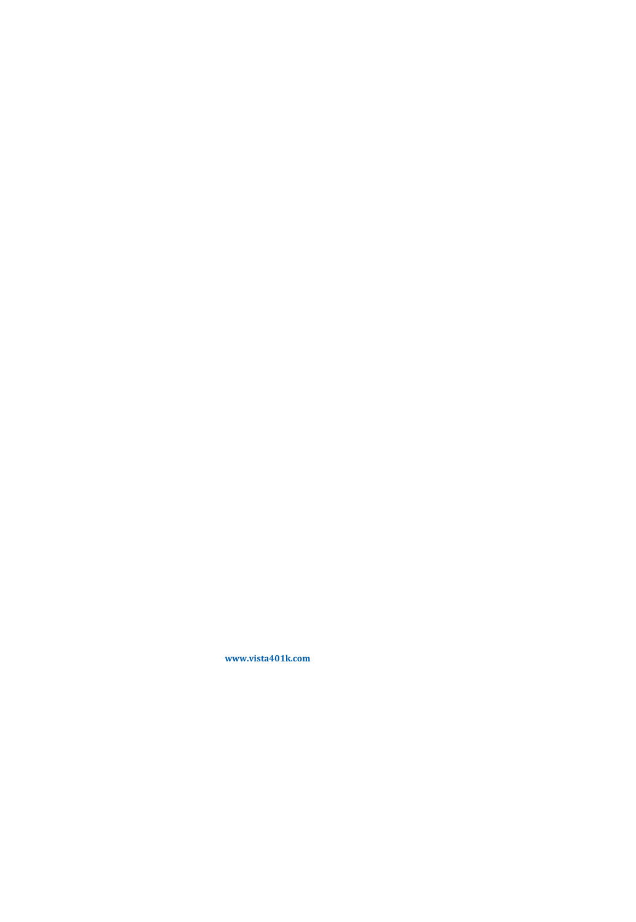**www.vista401k.com**